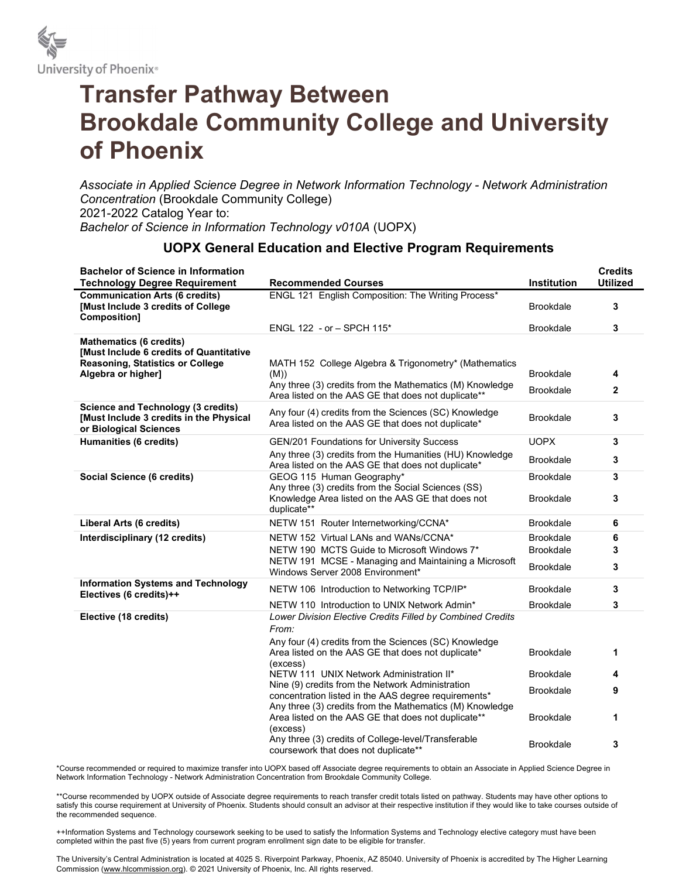University of Phoenix®

# Transfer Pathway Between Brookdale Community College and University of Phoenix

*Associate in Applied Science Degree in Network Information Technology - Network Administration Concentration* (Brookdale Community College)
2021-2022 Catalog Year to:
*Bachelor of Science in Information Technology v010A* (UOPX)

## UOPX General Education and Elective Program Requirements

| Bachelor of Science in Information Technology Degree Requirement | Recommended Courses | Institution | Credits Utilized |
|---|---|---|---|
| **Communication Arts (6 credits) [Must Include 3 credits of College Composition]** | ENGL 121 English Composition: The Writing Process* | Brookdale | **3** |
| | ENGL 122 - or – SPCH 115* | Brookdale | **3** |
| **Mathematics (6 credits) [Must Include 6 credits of Quantitative Reasoning, Statistics or College Algebra or higher]** | MATH 152 College Algebra & Trigonometry* (Mathematics (M)) | Brookdale | **4** |
| | Any three (3) credits from the Mathematics (M) Knowledge Area listed on the AAS GE that does not duplicate** | Brookdale | **2** |
| **Science and Technology (3 credits) [Must Include 3 credits in the Physical or Biological Sciences** | Any four (4) credits from the Sciences (SC) Knowledge Area listed on the AAS GE that does not duplicate* | Brookdale | **3** |
| **Humanities (6 credits)** | GEN/201 Foundations for University Success | UOPX | **3** |
| | Any three (3) credits from the Humanities (HU) Knowledge Area listed on the AAS GE that does not duplicate* | Brookdale | **3** |
| **Social Science (6 credits)** | GEOG 115 Human Geography* | Brookdale | **3** |
| | Any three (3) credits from the Social Sciences (SS) Knowledge Area listed on the AAS GE that does not duplicate** | Brookdale | **3** |
| **Liberal Arts (6 credits)** | NETW 151 Router Internetworking/CCNA* | Brookdale | **6** |
| **Interdisciplinary (12 credits)** | NETW 152 Virtual LANs and WANs/CCNA* | Brookdale | **6** |
| | NETW 190 MCTS Guide to Microsoft Windows 7* | Brookdale | **3** |
| | NETW 191 MCSE - Managing and Maintaining a Microsoft Windows Server 2008 Environment* | Brookdale | **3** |
| **Information Systems and Technology Electives (6 credits)++** | NETW 106 Introduction to Networking TCP/IP* | Brookdale | **3** |
| | NETW 110 Introduction to UNIX Network Admin* | Brookdale | **3** |
| **Elective (18 credits)** | *Lower Division Elective Credits Filled by Combined Credits From:* | | |
| | Any four (4) credits from the Sciences (SC) Knowledge Area listed on the AAS GE that does not duplicate* (excess) | Brookdale | **1** |
| | NETW 111 UNIX Network Administration II* | Brookdale | **4** |
| | Nine (9) credits from the Network Administration concentration listed in the AAS degree requirements* | Brookdale | **9** |
| | Any three (3) credits from the Mathematics (M) Knowledge Area listed on the AAS GE that does not duplicate** (excess) | Brookdale | **1** |
| | Any three (3) credits of College-level/Transferable coursework that does not duplicate** | Brookdale | **3** |

*Course recommended or required to maximize transfer into UOPX based off Associate degree requirements to obtain an Associate in Applied Science Degree in Network Information Technology - Network Administration Concentration from Brookdale Community College.

**Course recommended by UOPX outside of Associate degree requirements to reach transfer credit totals listed on pathway. Students may have other options to satisfy this course requirement at University of Phoenix. Students should consult an advisor at their respective institution if they would like to take courses outside of the recommended sequence.

++Information Systems and Technology coursework seeking to be used to satisfy the Information Systems and Technology elective category must have been completed within the past five (5) years from current program enrollment sign date to be eligible for transfer.

The University's Central Administration is located at 4025 S. Riverpoint Parkway, Phoenix, AZ 85040. University of Phoenix is accredited by The Higher Learning Commission (www.hlcommission.org). © 2021 University of Phoenix, Inc. All rights reserved.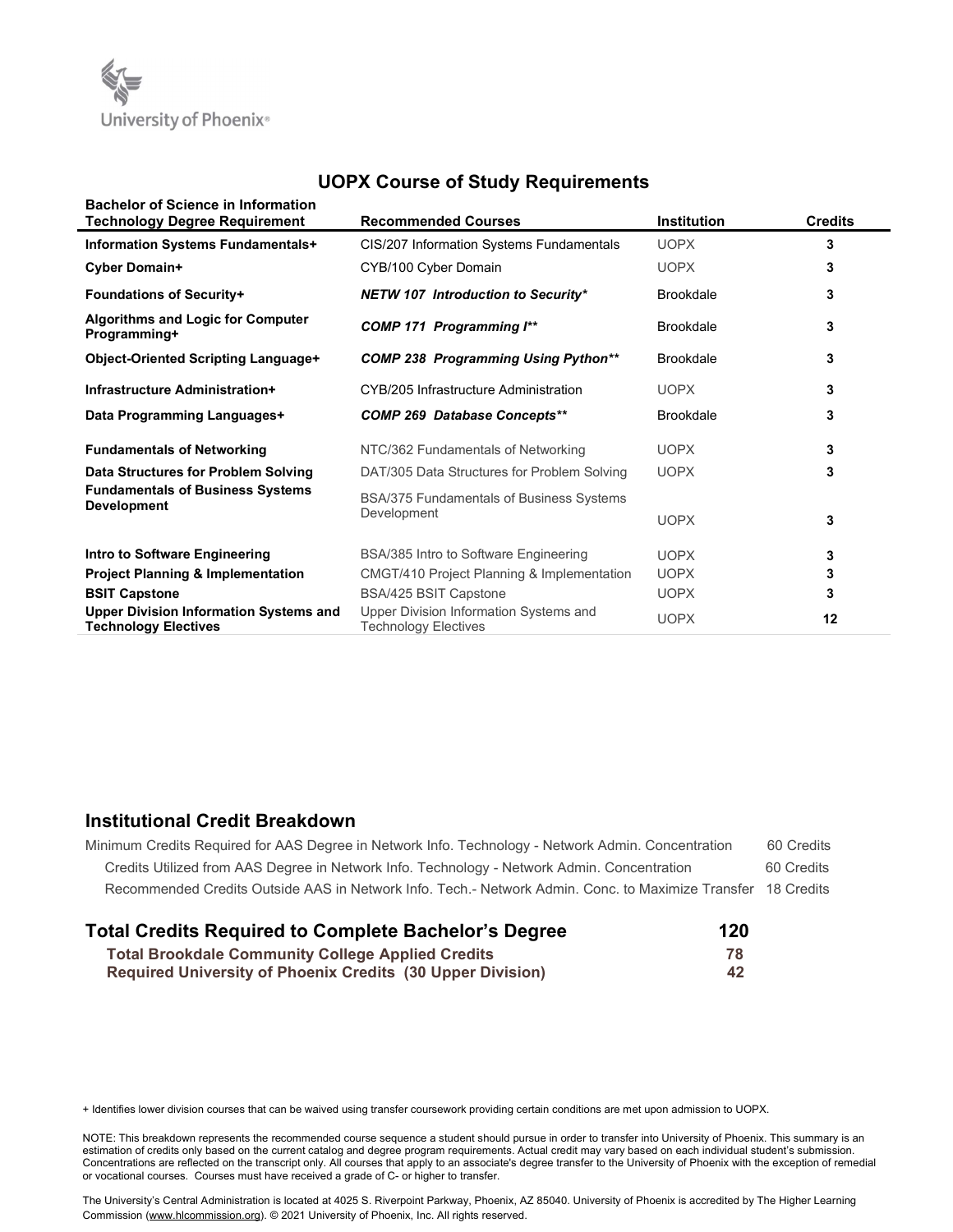University of Phoenix®

## UOPX Course of Study Requirements

| Bachelor of Science in Information Technology Degree Requirement | Recommended Courses | Institution | Credits |
|---|---|---|---|
| **Information Systems Fundamentals+** | CIS/207 Information Systems Fundamentals | UOPX | 3 |
| **Cyber Domain+** | CYB/100 Cyber Domain | UOPX | 3 |
| **Foundations of Security+** | ***NETW 107 Introduction to Security**** | Brookdale | 3 |
| **Algorithms and Logic for Computer Programming+** | ***COMP 171 Programming I***** | Brookdale | 3 |
| **Object-Oriented Scripting Language+** | ***COMP 238 Programming Using Python***** | Brookdale | 3 |
| **Infrastructure Administration+** | CYB/205 Infrastructure Administration | UOPX | 3 |
| **Data Programming Languages+** | ***COMP 269 Database Concepts***** | Brookdale | 3 |
| **Fundamentals of Networking** | NTC/362 Fundamentals of Networking | UOPX | 3 |
| **Data Structures for Problem Solving** | DAT/305 Data Structures for Problem Solving | UOPX | 3 |
| **Fundamentals of Business Systems Development** | BSA/375 Fundamentals of Business Systems Development | UOPX | 3 |
| **Intro to Software Engineering** | BSA/385 Intro to Software Engineering | UOPX | 3 |
| **Project Planning & Implementation** | CMGT/410 Project Planning & Implementation | UOPX | 3 |
| **BSIT Capstone** | BSA/425 BSIT Capstone | UOPX | 3 |
| **Upper Division Information Systems and Technology Electives** | Upper Division Information Systems and Technology Electives | UOPX | 12 |

## Institutional Credit Breakdown

| | |
|---|---|
| Minimum Credits Required for AAS Degree in Network Info. Technology - Network Admin. Concentration | 60 Credits |
| Credits Utilized from AAS Degree in Network Info. Technology - Network Admin. Concentration | 60 Credits |
| Recommended Credits Outside AAS in Network Info. Tech.- Network Admin. Conc. to Maximize Transfer | 18 Credits |

| | |
|---|---|
| **Total Credits Required to Complete Bachelor's Degree** | **120** |
| **Total Brookdale Community College Applied Credits** | **78** |
| **Required University of Phoenix Credits (30 Upper Division)** | **42** |

+ Identifies lower division courses that can be waived using transfer coursework providing certain conditions are met upon admission to UOPX.

NOTE: This breakdown represents the recommended course sequence a student should pursue in order to transfer into University of Phoenix. This summary is an estimation of credits only based on the current catalog and degree program requirements. Actual credit may vary based on each individual student's submission. Concentrations are reflected on the transcript only. All courses that apply to an associate's degree transfer to the University of Phoenix with the exception of remedial or vocational courses. Courses must have received a grade of C- or higher to transfer.

The University's Central Administration is located at 4025 S. Riverpoint Parkway, Phoenix, AZ 85040. University of Phoenix is accredited by The Higher Learning Commission (www.hlcommission.org). © 2021 University of Phoenix, Inc. All rights reserved.